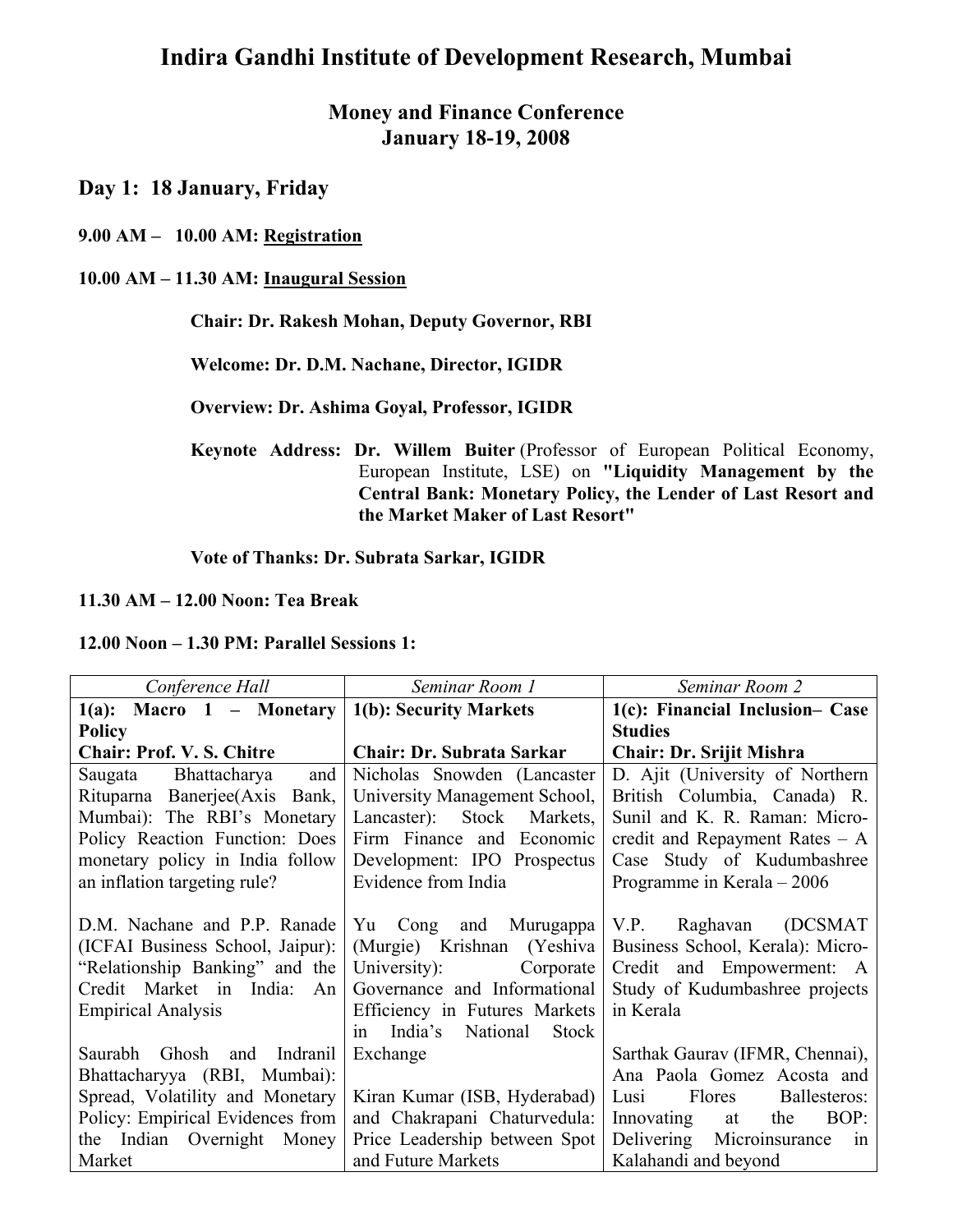# Indira Gandhi Institute of Development Research, Mumbai

## Money and Finance Conference
## January 18-19, 2008

### Day 1: 18 January, Friday

**9.00 AM – 10.00 AM: <u>Registration</u>**

**10.00 AM – 11.30 AM: <u>Inaugural Session</u>**

**Chair: Dr. Rakesh Mohan, Deputy Governor, RBI**

**Welcome: Dr. D.M. Nachane, Director, IGIDR**

**Overview: Dr. Ashima Goyal, Professor, IGIDR**

**Keynote Address: Dr. Willem Buiter** (Professor of European Political Economy, European Institute, LSE) on **"Liquidity Management by the Central Bank: Monetary Policy, the Lender of Last Resort and the Market Maker of Last Resort"**

**Vote of Thanks: Dr. Subrata Sarkar, IGIDR**

**11.30 AM – 12.00 Noon: Tea Break**

**12.00 Noon – 1.30 PM: Parallel Sessions 1:**

| *Conference Hall* | *Seminar Room 1* | *Seminar Room 2* |
|---|---|---|
| **1(a): Macro 1 – Monetary Policy**<br>**Chair: Prof. V. S. Chitre** | **1(b): Security Markets**<br>**Chair: Dr. Subrata Sarkar** | **1(c): Financial Inclusion– Case Studies**<br>**Chair: Dr. Srijit Mishra** |
| Saugata Bhattacharya and Rituparna Banerjee(Axis Bank, Mumbai): The RBI's Monetary Policy Reaction Function: Does monetary policy in India follow an inflation targeting rule? | Nicholas Snowden (Lancaster University Management School, Lancaster): Stock Markets, Firm Finance and Economic Development: IPO Prospectus Evidence from India | D. Ajit (University of Northern British Columbia, Canada) R. Sunil and K. R. Raman: Micro-credit and Repayment Rates – A Case Study of Kudumbashree Programme in Kerala – 2006 |
| D.M. Nachane and P.P. Ranade (ICFAI Business School, Jaipur): "Relationship Banking" and the Credit Market in India: An Empirical Analysis | Yu Cong and Murugappa (Murgie) Krishnan (Yeshiva University): Corporate Governance and Informational Efficiency in Futures Markets in India's National Stock Exchange | V.P. Raghavan (DCSMAT Business School, Kerala): Micro-Credit and Empowerment: A Study of Kudumbashree projects in Kerala |
| Saurabh Ghosh and Indranil Bhattacharyya (RBI, Mumbai): Spread, Volatility and Monetary Policy: Empirical Evidences from the Indian Overnight Money Market | Kiran Kumar (ISB, Hyderabad) and Chakrapani Chaturvedula: Price Leadership between Spot and Future Markets | Sarthak Gaurav (IFMR, Chennai), Ana Paola Gomez Acosta and Lusi Flores Ballesteros: Innovating at the BOP: Delivering Microinsurance in Kalahandi and beyond |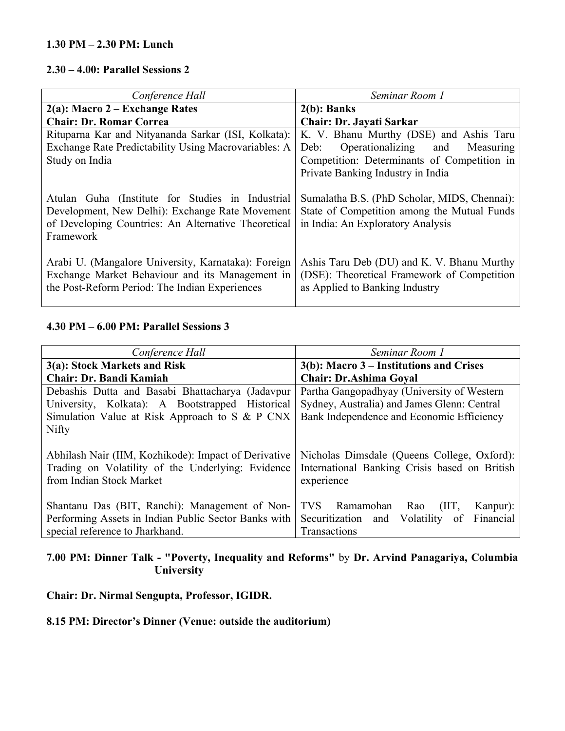**1.30 PM – 2.30 PM: Lunch**

**2.30 – 4.00: Parallel Sessions 2**

| *Conference Hall* | *Seminar Room 1* |
|---|---|
| **2(a): Macro 2 – Exchange Rates**<br>**Chair: Dr. Romar Correa** | **2(b): Banks**<br>**Chair: Dr. Jayati Sarkar** |
| Rituparna Kar and Nityananda Sarkar (ISI, Kolkata): Exchange Rate Predictability Using Macrovariables: A Study on India | K. V. Bhanu Murthy (DSE) and Ashis Taru Deb: Operationalizing and Measuring Competition: Determinants of Competition in Private Banking Industry in India |
| Atulan Guha (Institute for Studies in Industrial Development, New Delhi): Exchange Rate Movement of Developing Countries: An Alternative Theoretical Framework | Sumalatha B.S. (PhD Scholar, MIDS, Chennai): State of Competition among the Mutual Funds in India: An Exploratory Analysis |
| Arabi U. (Mangalore University, Karnataka): Foreign Exchange Market Behaviour and its Management in the Post-Reform Period: The Indian Experiences | Ashis Taru Deb (DU) and K. V. Bhanu Murthy (DSE): Theoretical Framework of Competition as Applied to Banking Industry |

**4.30 PM – 6.00 PM: Parallel Sessions 3**

| *Conference Hall* | *Seminar Room 1* |
|---|---|
| **3(a): Stock Markets and Risk**<br>**Chair: Dr. Bandi Kamiah** | **3(b): Macro 3 – Institutions and Crises**<br>**Chair: Dr.Ashima Goyal** |
| Debashis Dutta and Basabi Bhattacharya (Jadavpur University, Kolkata): A Bootstrapped Historical Simulation Value at Risk Approach to S & P CNX Nifty | Partha Gangopadhyay (University of Western Sydney, Australia) and James Glenn: Central Bank Independence and Economic Efficiency |
| Abhilash Nair (IIM, Kozhikode): Impact of Derivative Trading on Volatility of the Underlying: Evidence from Indian Stock Market | Nicholas Dimsdale (Queens College, Oxford): International Banking Crisis based on British experience |
| Shantanu Das (BIT, Ranchi): Management of Non-Performing Assets in Indian Public Sector Banks with special reference to Jharkhand. | TVS Ramamohan Rao (IIT, Kanpur): Securitization and Volatility of Financial Transactions |

**7.00 PM: Dinner Talk - "Poverty, Inequality and Reforms"** by **Dr. Arvind Panagariya, Columbia University**

**Chair: Dr. Nirmal Sengupta, Professor, IGIDR.**

**8.15 PM: Director's Dinner (Venue: outside the auditorium)**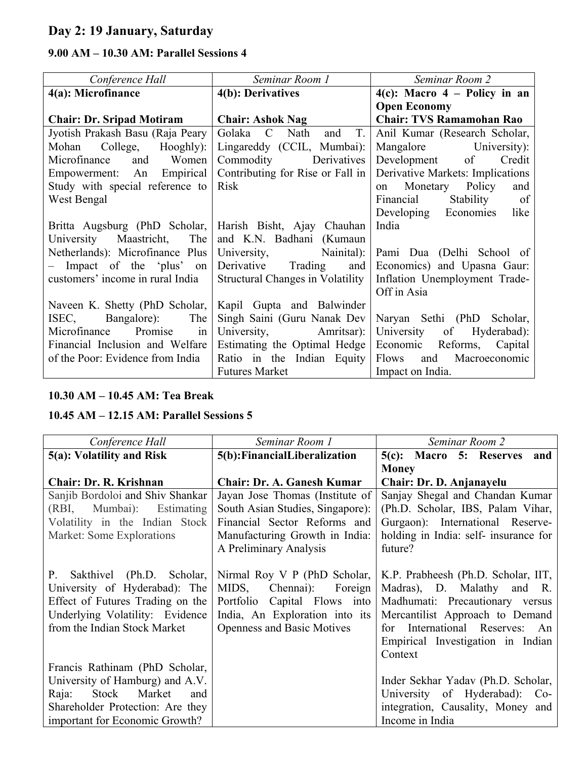## Day 2: 19 January, Saturday

### 9.00 AM – 10.30 AM: Parallel Sessions 4

| *Conference Hall* | *Seminar Room 1* | *Seminar Room 2* |
|---|---|---|
| **4(a): Microfinance**<br><br>**Chair: Dr. Sripad Motiram** | **4(b): Derivatives**<br><br>**Chair: Ashok Nag** | **4(c): Macro 4 – Policy in an Open Economy**<br>**Chair: TVS Ramamohan Rao** |
| Jyotish Prakash Basu (Raja Peary Mohan College, Hooghly): Microfinance and Women Empowerment: An Empirical Study with special reference to West Bengal<br><br>Britta Augsburg (PhD Scholar, University Maastricht, The Netherlands): Microfinance Plus – Impact of the 'plus' on customers' income in rural India<br><br>Naveen K. Shetty (PhD Scholar, ISEC, Bangalore): The Microfinance Promise in Financial Inclusion and Welfare of the Poor: Evidence from India | Golaka C Nath and T. Lingareddy (CCIL, Mumbai): Commodity Derivatives Contributing for Rise or Fall in Risk<br><br>Harish Bisht, Ajay Chauhan and K.N. Badhani (Kumaun University, Nainital): Derivative Trading and Structural Changes in Volatility<br><br>Kapil Gupta and Balwinder Singh Saini (Guru Nanak Dev University, Amritsar): Estimating the Optimal Hedge Ratio in the Indian Equity Futures Market | Anil Kumar (Research Scholar, Mangalore University): Development of Credit Derivative Markets: Implications on Monetary Policy and Financial Stability of Developing Economies like India<br><br>Pami Dua (Delhi School of Economics) and Upasna Gaur: Inflation Unemployment Trade-Off in Asia<br><br>Naryan Sethi (PhD Scholar, University of Hyderabad): Economic Reforms, Capital Flows and Macroeconomic Impact on India. |

### 10.30 AM – 10.45 AM: Tea Break

### 10.45 AM – 12.15 AM: Parallel Sessions 5

| *Conference Hall* | *Seminar Room 1* | *Seminar Room 2* |
|---|---|---|
| **5(a): Volatility and Risk**<br><br>**Chair: Dr. R. Krishnan** | **5(b):FinancialLiberalization**<br><br>**Chair: Dr. A. Ganesh Kumar** | **5(c): Macro 5: Reserves and Money**<br>**Chair: Dr. D. Anjanayelu** |
| Sanjib Bordoloi and Shiv Shankar (RBI, Mumbai): Estimating Volatility in the Indian Stock Market: Some Explorations<br><br>P. Sakthivel (Ph.D. Scholar, University of Hyderabad): The Effect of Futures Trading on the Underlying Volatility: Evidence from the Indian Stock Market<br><br>Francis Rathinam (PhD Scholar, University of Hamburg) and A.V. Raja: Stock Market and Shareholder Protection: Are they important for Economic Growth? | Jayan Jose Thomas (Institute of South Asian Studies, Singapore): Financial Sector Reforms and Manufacturing Growth in India: A Preliminary Analysis<br><br>Nirmal Roy V P (PhD Scholar, MIDS, Chennai): Foreign Portfolio Capital Flows into India, An Exploration into its Openness and Basic Motives | Sanjay Shegal and Chandan Kumar (Ph.D. Scholar, IBS, Palam Vihar, Gurgaon): International Reserve-holding in India: self- insurance for future?<br><br>K.P. Prabheesh (Ph.D. Scholar, IIT, Madras), D. Malathy and R. Madhumati: Precautionary versus Mercantilist Approach to Demand for International Reserves: An Empirical Investigation in Indian Context<br><br>Inder Sekhar Yadav (Ph.D. Scholar, University of Hyderabad): Co-integration, Causality, Money and Income in India |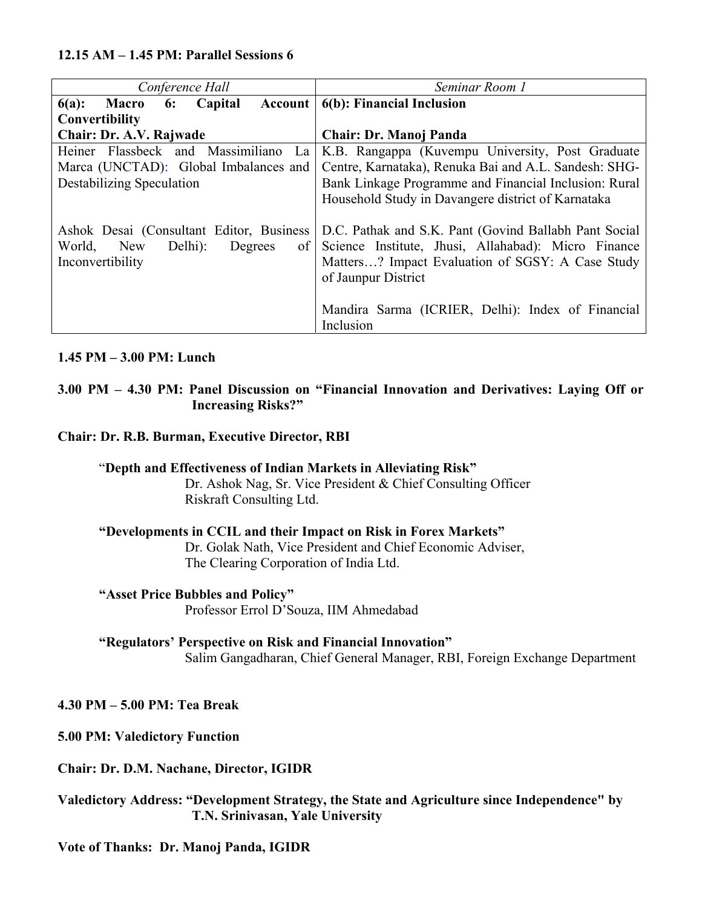**12.15 AM – 1.45 PM: Parallel Sessions 6**

| *Conference Hall* | *Seminar Room 1* |
|---|---|
| **6(a): Macro 6: Capital Account Convertibility**<br>**Chair: Dr. A.V. Rajwade** | **6(b): Financial Inclusion**<br><br>**Chair: Dr. Manoj Panda** |
| Heiner Flassbeck and Massimiliano La Marca (UNCTAD): Global Imbalances and Destabilizing Speculation<br><br>Ashok Desai (Consultant Editor, Business World, New Delhi): Degrees of Inconvertibility | K.B. Rangappa (Kuvempu University, Post Graduate Centre, Karnataka), Renuka Bai and A.L. Sandesh: SHG-Bank Linkage Programme and Financial Inclusion: Rural Household Study in Davangere district of Karnataka<br><br>D.C. Pathak and S.K. Pant (Govind Ballabh Pant Social Science Institute, Jhusi, Allahabad): Micro Finance Matters…? Impact Evaluation of SGSY: A Case Study of Jaunpur District<br><br>Mandira Sarma (ICRIER, Delhi): Index of Financial Inclusion |

**1.45 PM – 3.00 PM: Lunch**

**3.00 PM – 4.30 PM: Panel Discussion on "Financial Innovation and Derivatives: Laying Off or Increasing Risks?"**

**Chair: Dr. R.B. Burman, Executive Director, RBI**

"**Depth and Effectiveness of Indian Markets in Alleviating Risk"**
Dr. Ashok Nag, Sr. Vice President & Chief Consulting Officer
Riskraft Consulting Ltd.

**"Developments in CCIL and their Impact on Risk in Forex Markets"**
Dr. Golak Nath, Vice President and Chief Economic Adviser,
The Clearing Corporation of India Ltd.

**"Asset Price Bubbles and Policy"**
Professor Errol D'Souza, IIM Ahmedabad

**"Regulators' Perspective on Risk and Financial Innovation"**
Salim Gangadharan, Chief General Manager, RBI, Foreign Exchange Department

**4.30 PM – 5.00 PM: Tea Break**

**5.00 PM: Valedictory Function**

**Chair: Dr. D.M. Nachane, Director, IGIDR**

**Valedictory Address: "Development Strategy, the State and Agriculture since Independence" by T.N. Srinivasan, Yale University**

**Vote of Thanks: Dr. Manoj Panda, IGIDR**